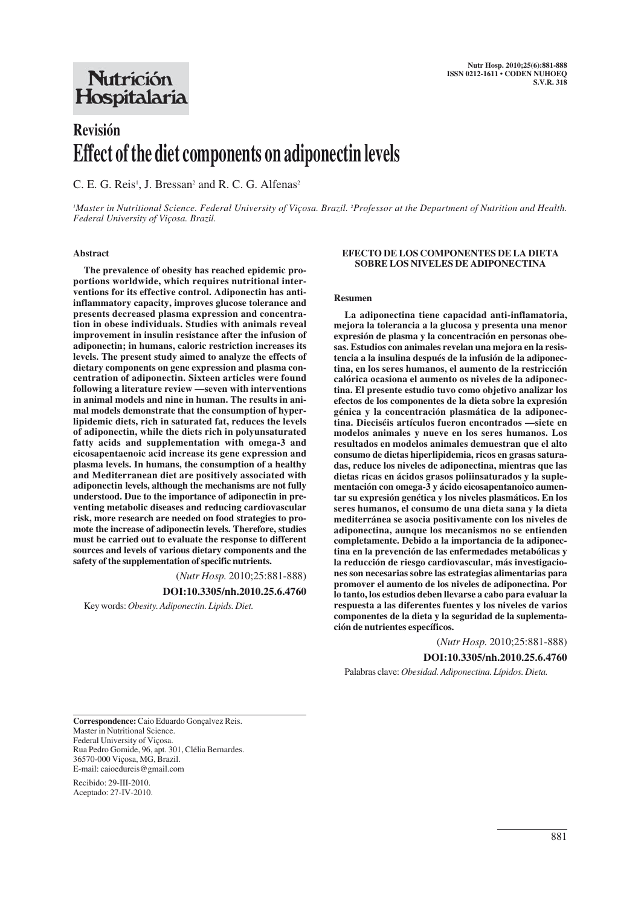Revisión

# Effect of the diet components on adiponectin levels

C. E. G. Reis[1], J. Bressan[2] and R. C. G. Alfenas[2]

*[1]Master in Nutritional Science. Federal University of Viçosa. Brazil. [2]Professor at the Department of Nutrition and Health. Federal University of Viçosa. Brazil.*

## Abstract

**The prevalence of obesity has reached epidemic proportions worldwide, which requires nutritional interventions for its effective control. Adiponectin has anti-inflammatory capacity, improves glucose tolerance and presents decreased plasma expression and concentration in obese individuals. Studies with animals reveal improvement in insulin resistance after the infusion of adiponectin; in humans, caloric restriction increases its levels. The present study aimed to analyze the effects of dietary components on gene expression and plasma concentration of adiponectin. Sixteen articles were found following a literature review —seven with interventions in animal models and nine in human. The results in animal models demonstrate that the consumption of hyperlipidemic diets, rich in saturated fat, reduces the levels of adiponectin, while the diets rich in polyunsaturated fatty acids and supplementation with omega-3 and eicosapentaenoic acid increase its gene expression and plasma levels. In humans, the consumption of a healthy and Mediterranean diet are positively associated with adiponectin levels, although the mechanisms are not fully understood. Due to the importance of adiponectin in preventing metabolic diseases and reducing cardiovascular risk, more research are needed on food strategies to promote the increase of adiponectin levels. Therefore, studies must be carried out to evaluate the response to different sources and levels of various dietary components and the safety of the supplementation of specific nutrients.**

(*Nutr Hosp.* 2010;25:881-888)

**DOI:10.3305/nh.2010.25.6.4760**

Key words: *Obesity. Adiponectin. Lipids. Diet.*

## EFECTO DE LOS COMPONENTES DE LA DIETA SOBRE LOS NIVELES DE ADIPONECTINA

### Resumen

**La adiponectina tiene capacidad anti-inflamatoria, mejora la tolerancia a la glucosa y presenta una menor expresión de plasma y la concentración en personas obesas. Estudios con animales revelan una mejora en la resistencia a la insulina después de la infusión de la adiponectina, en los seres humanos, el aumento de la restricción calórica ocasiona el aumento os niveles de la adiponectina. El presente estudio tuvo como objetivo analizar los efectos de los componentes de la dieta sobre la expresión génica y la concentración plasmática de la adiponectina. Dieciséis artículos fueron encontrados —siete en modelos animales y nueve en los seres humanos. Los resultados en modelos animales demuestran que el alto consumo de dietas hiperlipidemia, ricos en grasas saturadas, reduce los niveles de adiponectina, mientras que las dietas ricas en ácidos grasos poliinsaturados y la suplementación con omega-3 y ácido eicosapentanoico aumentar su expresión genética y los niveles plasmáticos. En los seres humanos, el consumo de una dieta sana y la dieta mediterránea se asocia positivamente con los niveles de adiponectina, aunque los mecanismos no se entienden completamente. Debido a la importancia de la adiponectina en la prevención de las enfermedades metabólicas y la reducción de riesgo cardiovascular, más investigaciones son necesarias sobre las estrategias alimentarias para promover el aumento de los niveles de adiponectina. Por lo tanto, los estudios deben llevarse a cabo para evaluar la respuesta a las diferentes fuentes y los niveles de varios componentes de la dieta y la seguridad de la suplementación de nutrientes específicos.**

(*Nutr Hosp.* 2010;25:881-888)

**DOI:10.3305/nh.2010.25.6.4760**

Palabras clave: *Obesidad. Adiponectina. Lípidos. Dieta.*

---

**Correspondence:** Caio Eduardo Gonçalvez Reis.
Master in Nutritional Science.
Federal University of Viçosa.
Rua Pedro Gomide, 96, apt. 301, Clélia Bernardes.
36570-000 Viçosa, MG, Brazil.
E-mail: caioedureis@gmail.com

Recibido: 29-III-2010.
Aceptado: 27-IV-2010.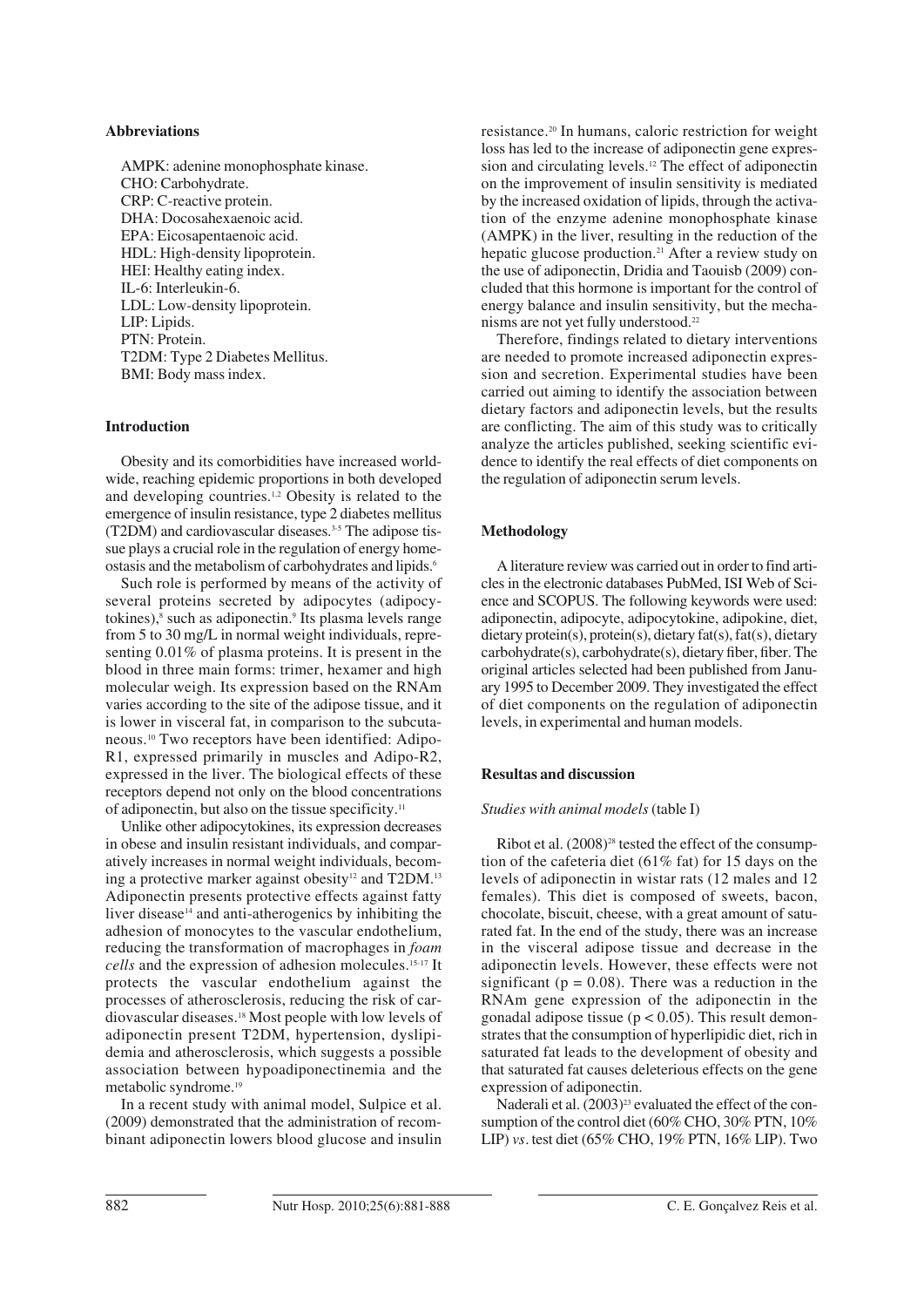### Abbreviations

AMPK: adenine monophosphate kinase.
CHO: Carbohydrate.
CRP: C-reactive protein.
DHA: Docosahexaenoic acid.
EPA: Eicosapentaenoic acid.
HDL: High-density lipoprotein.
HEI: Healthy eating index.
IL-6: Interleukin-6.
LDL: Low-density lipoprotein.
LIP: Lipids.
PTN: Protein.
T2DM: Type 2 Diabetes Mellitus.
BMI: Body mass index.

### Introduction

Obesity and its comorbidities have increased worldwide, reaching epidemic proportions in both developed and developing countries.[1,2] Obesity is related to the emergence of insulin resistance, type 2 diabetes mellitus (T2DM) and cardiovascular diseases.[3-5] The adipose tissue plays a crucial role in the regulation of energy homeostasis and the metabolism of carbohydrates and lipids.[6]

Such role is performed by means of the activity of several proteins secreted by adipocytes (adipocytokines),[8] such as adiponectin.[9] Its plasma levels range from 5 to 30 mg/L in normal weight individuals, representing 0.01% of plasma proteins. It is present in the blood in three main forms: trimer, hexamer and high molecular weigh. Its expression based on the RNAm varies according to the site of the adipose tissue, and it is lower in visceral fat, in comparison to the subcutaneous.[10] Two receptors have been identified: Adipo-R1, expressed primarily in muscles and Adipo-R2, expressed in the liver. The biological effects of these receptors depend not only on the blood concentrations of adiponectin, but also on the tissue specificity.[11]

Unlike other adipocytokines, its expression decreases in obese and insulin resistant individuals, and comparatively increases in normal weight individuals, becoming a protective marker against obesity[12] and T2DM.[13] Adiponectin presents protective effects against fatty liver disease[14] and anti-atherogenics by inhibiting the adhesion of monocytes to the vascular endothelium, reducing the transformation of macrophages in *foam cells* and the expression of adhesion molecules.[15-17] It protects the vascular endothelium against the processes of atherosclerosis, reducing the risk of cardiovascular diseases.[18] Most people with low levels of adiponectin present T2DM, hypertension, dyslipidemia and atherosclerosis, which suggests a possible association between hypoadiponectinemia and the metabolic syndrome.[19]

In a recent study with animal model, Sulpice et al. (2009) demonstrated that the administration of recombinant adiponectin lowers blood glucose and insulin resistance.[20] In humans, caloric restriction for weight loss has led to the increase of adiponectin gene expression and circulating levels.[12] The effect of adiponectin on the improvement of insulin sensitivity is mediated by the increased oxidation of lipids, through the activation of the enzyme adenine monophosphate kinase (AMPK) in the liver, resulting in the reduction of the hepatic glucose production.[21] After a review study on the use of adiponectin, Dridia and Taouisb (2009) concluded that this hormone is important for the control of energy balance and insulin sensitivity, but the mechanisms are not yet fully understood.[22]

Therefore, findings related to dietary interventions are needed to promote increased adiponectin expression and secretion. Experimental studies have been carried out aiming to identify the association between dietary factors and adiponectin levels, but the results are conflicting. The aim of this study was to critically analyze the articles published, seeking scientific evidence to identify the real effects of diet components on the regulation of adiponectin serum levels.

### Methodology

A literature review was carried out in order to find articles in the electronic databases PubMed, ISI Web of Science and SCOPUS. The following keywords were used: adiponectin, adipocyte, adipocytokine, adipokine, diet, dietary protein(s), protein(s), dietary fat(s), fat(s), dietary carbohydrate(s), carbohydrate(s), dietary fiber, fiber. The original articles selected had been published from January 1995 to December 2009. They investigated the effect of diet components on the regulation of adiponectin levels, in experimental and human models.

### Resultas and discussion

#### *Studies with animal models* (table I)

Ribot et al. (2008)[28] tested the effect of the consumption of the cafeteria diet (61% fat) for 15 days on the levels of adiponectin in wistar rats (12 males and 12 females). This diet is composed of sweets, bacon, chocolate, biscuit, cheese, with a great amount of saturated fat. In the end of the study, there was an increase in the visceral adipose tissue and decrease in the adiponectin levels. However, these effects were not significant ($p = 0.08$). There was a reduction in the RNAm gene expression of the adiponectin in the gonadal adipose tissue ($p < 0.05$). This result demonstrates that the consumption of hyperlipidic diet, rich in saturated fat leads to the development of obesity and that saturated fat causes deleterious effects on the gene expression of adiponectin.

Naderali et al. (2003)[23] evaluated the effect of the consumption of the control diet (60% CHO, 30% PTN, 10% LIP) *vs*. test diet (65% CHO, 19% PTN, 16% LIP). Two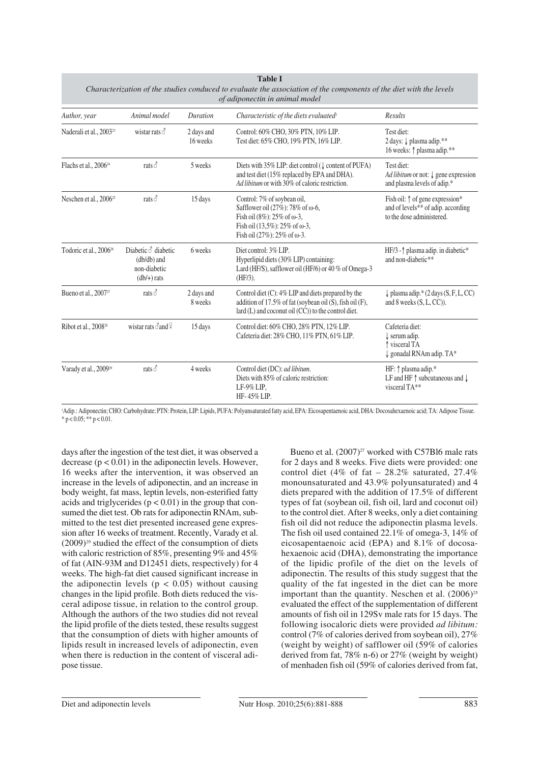**Table I**
*Characterization of the studies conduced to evaluate the association of the components of the diet with the levels of adiponectin in animal model*

| *Author, year* | *Animal model* | *Duration* | *Characteristic of the diets evaluated*[1] | *Results* |
|---|---|---|---|---|
| Naderali et al., 2003[23] | wistar rats ♂ | 2 days and 16 weeks | Control: 60% CHO, 30% PTN, 10% LIP. Test diet: 65% CHO, 19% PTN, 16% LIP. | Test diet: 2 days: ↓ plasma adip.** 16 weeks: ↑ plasma adip.** |
| Flachs et al., 2006[24] | rats ♂ | 5 weeks | Diets with 35% LIP: diet control (↓ content of PUFA) and test diet (15% replaced by EPA and DHA). *Ad libitum* or with 30% of caloric restriction. | Test diet: *Ad libitum* or not: ↓ gene expression and plasma levels of adip.* |
| Neschen et al., 2006[25] | rats ♂ | 15 days | Control: 7% of soybean oil, Safflower oil (27%): 78% of ω-6, Fish oil (8%): 25% of ω-3, Fish oil (13,5%): 25% of ω-3, Fish oil (27%): 25% of ω-3. | Fish oil: ↑ of gene expression* and of levels** of adip. according to the dose administered. |
| Todoric et al., 2006[26] | Diabetic ♂ diabetic (db/db) and non-diabetic (db/+) rats | 6 weeks | Diet control: 3% LIP. Hyperlipid diets (30% LIP) containing: Lard (HF/S), safflower oil (HF/6) or 40 % of Omega-3 (HF/3). | HF/3 - ↑ plasma adip. in diabetic* and non-diabetic** |
| Bueno et al., 2007[27] | rats ♂ | 2 days and 8 weeks | Control diet (C): 4% LIP and diets prepared by the addition of 17.5% of fat (soybean oil (S), fish oil (F), lard (L) and coconut oil (CC)) to the control diet. | ↓ plasma adip.* (2 days (S, F, L, CC) and 8 weeks (S, L, CC)). |
| Ribot et al., 2008[28] | wistar rats ♂and ♀ | 15 days | Control diet: 60% CHO, 28% PTN, 12% LIP. Cafeteria diet: 28% CHO, 11% PTN, 61% LIP. | Cafeteria diet: ↓ serum adip. ↑ visceral TA ↓ gonadal RNAm adip. TA* |
| Varady et al., 2009[29] | rats ♂ | 4 weeks | Control diet (DC): *ad libitum*. Diets with 85% of caloric restriction: LF-9% LIP, HF- 45% LIP. | HF: ↑ plasma adip.* LF and HF ↑ subcutaneous and ↓ visceral TA** |

[1]Adip.: Adiponectin; CHO: Carbohydrate; PTN: Protein, LIP: Lipids, PUFA: Polyunsaturated fatty acid, EPA: Eicosapentaenoic acid, DHA: Docosahexaenoic acid; TA: Adipose Tissue.
* $p < 0.05$; ** $p < 0.01$.

days after the ingestion of the test diet, it was observed a decrease ($p < 0.01$) in the adiponectin levels. However, 16 weeks after the intervention, it was observed an increase in the levels of adiponectin, and an increase in body weight, fat mass, leptin levels, non-esterified fatty acids and triglycerides ($p < 0.01$) in the group that consumed the diet test. Ob rats for adiponectin RNAm, submitted to the test diet presented increased gene expression after 16 weeks of treatment. Recently, Varady et al. (2009)[29] studied the effect of the consumption of diets with caloric restriction of 85%, presenting 9% and 45% of fat (AIN-93M and D12451 diets, respectively) for 4 weeks. The high-fat diet caused significant increase in the adiponectin levels ($p < 0.05$) without causing changes in the lipid profile. Both diets reduced the visceral adipose tissue, in relation to the control group. Although the authors of the two studies did not reveal the lipid profile of the diets tested, these results suggest that the consumption of diets with higher amounts of lipids result in increased levels of adiponectin, even when there is reduction in the content of visceral adipose tissue.

Bueno et al. (2007)[27] worked with C57Bl6 male rats for 2 days and 8 weeks. Five diets were provided: one control diet (4% of fat – 28.2% saturated, 27.4% monounsaturated and 43.9% polyunsaturated) and 4 diets prepared with the addition of 17.5% of different types of fat (soybean oil, fish oil, lard and coconut oil) to the control diet. After 8 weeks, only a diet containing fish oil did not reduce the adiponectin plasma levels. The fish oil used contained 22.1% of omega-3, 14% of eicosapentaenoic acid (EPA) and 8.1% of docosahexaenoic acid (DHA), demonstrating the importance of the lipidic profile of the diet on the levels of adiponectin. The results of this study suggest that the quality of the fat ingested in the diet can be more important than the quantity. Neschen et al. (2006)[25] evaluated the effect of the supplementation of different amounts of fish oil in 129Sv male rats for 15 days. The following isocaloric diets were provided *ad libitum:* control (7% of calories derived from soybean oil), 27% (weight by weight) of safflower oil (59% of calories derived from fat, 78% n-6) or 27% (weight by weight) of menhaden fish oil (59% of calories derived from fat,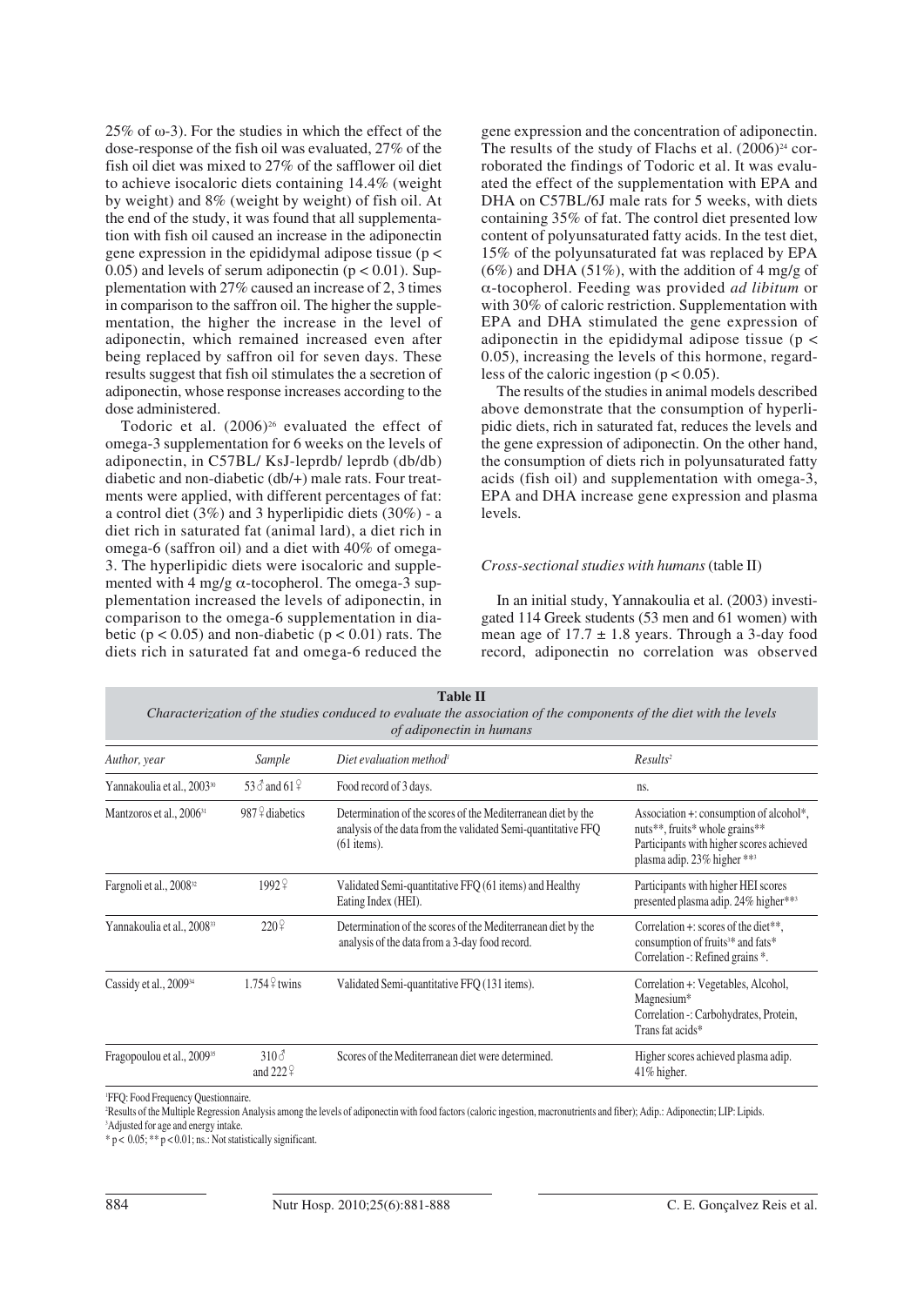25% of ω-3). For the studies in which the effect of the dose-response of the fish oil was evaluated, 27% of the fish oil diet was mixed to 27% of the safflower oil diet to achieve isocaloric diets containing 14.4% (weight by weight) and 8% (weight by weight) of fish oil. At the end of the study, it was found that all supplementation with fish oil caused an increase in the adiponectin gene expression in the epididymal adipose tissue ($p < 0.05$) and levels of serum adiponectin ($p < 0.01$). Supplementation with 27% caused an increase of 2, 3 times in comparison to the saffron oil. The higher the supplementation, the higher the increase in the level of adiponectin, which remained increased even after being replaced by saffron oil for seven days. These results suggest that fish oil stimulates the a secretion of adiponectin, whose response increases according to the dose administered.

Todoric et al. (2006)[26] evaluated the effect of omega-3 supplementation for 6 weeks on the levels of adiponectin, in C57BL/ KsJ-leprdb/ leprdb (db/db) diabetic and non-diabetic (db/+) male rats. Four treatments were applied, with different percentages of fat: a control diet (3%) and 3 hyperlipidic diets (30%) - a diet rich in saturated fat (animal lard), a diet rich in omega-6 (saffron oil) and a diet with 40% of omega-3. The hyperlipidic diets were isocaloric and supplemented with 4 mg/g α-tocopherol. The omega-3 supplementation increased the levels of adiponectin, in comparison to the omega-6 supplementation in diabetic ($p < 0.05$) and non-diabetic ($p < 0.01$) rats. The diets rich in saturated fat and omega-6 reduced the gene expression and the concentration of adiponectin. The results of the study of Flachs et al. (2006)[24] corroborated the findings of Todoric et al. It was evaluated the effect of the supplementation with EPA and DHA on C57BL/6J male rats for 5 weeks, with diets containing 35% of fat. The control diet presented low content of polyunsaturated fatty acids. In the test diet, 15% of the polyunsaturated fat was replaced by EPA (6%) and DHA (51%), with the addition of 4 mg/g of α-tocopherol. Feeding was provided *ad libitum* or with 30% of caloric restriction. Supplementation with EPA and DHA stimulated the gene expression of adiponectin in the epididymal adipose tissue ($p < 0.05$), increasing the levels of this hormone, regardless of the caloric ingestion ($p < 0.05$).

The results of the studies in animal models described above demonstrate that the consumption of hyperlipidic diets, rich in saturated fat, reduces the levels and the gene expression of adiponectin. On the other hand, the consumption of diets rich in polyunsaturated fatty acids (fish oil) and supplementation with omega-3, EPA and DHA increase gene expression and plasma levels.

*Cross-sectional studies with humans* (table II)

In an initial study, Yannakoulia et al. (2003) investigated 114 Greek students (53 men and 61 women) with mean age of 17.7 ± 1.8 years. Through a 3-day food record, adiponectin no correlation was observed

**Table II**
*Characterization of the studies conduced to evaluate the association of the components of the diet with the levels of adiponectin in humans*

| *Author, year* | *Sample* | *Diet evaluation method*[1] | *Results*[2] |
|---|---|---|---|
| Yannakoulia et al., 2003[30] | 53♂ and 61♀ | Food record of 3 days. | ns. |
| Mantzoros et al., 2006[31] | 987♀ diabetics | Determination of the scores of the Mediterranean diet by the analysis of the data from the validated Semi-quantitative FFQ (61 items). | Association +: consumption of alcohol*, nuts**, fruits* whole grains** Participants with higher scores achieved plasma adip. 23% higher **[3] |
| Fargnoli et al., 2008[32] | 1992♀ | Validated Semi-quantitative FFQ (61 items) and Healthy Eating Index (HEI). | Participants with higher HEI scores presented plasma adip. 24% higher**[3] |
| Yannakoulia et al., 2008[33] | 220♀ | Determination of the scores of the Mediterranean diet by the analysis of the data from a 3-day food record. | Correlation +: scores of the diet**, consumption of fruits[3]* and fats* Correlation -: Refined grains *. |
| Cassidy et al., 2009[34] | 1.754♀ twins | Validated Semi-quantitative FFQ (131 items). | Correlation +: Vegetables, Alcohol, Magnesium* Correlation -: Carbohydrates, Protein, Trans fat acids* |
| Fragopoulou et al., 2009[35] | 310♂ and 222♀ | Scores of the Mediterranean diet were determined. | Higher scores achieved plasma adip. 41% higher. |

[1]FFQ: Food Frequency Questionnaire.
[2]Results of the Multiple Regression Analysis among the levels of adiponectin with food factors (caloric ingestion, macronutrients and fiber); Adip.: Adiponectin; LIP: Lipids.
[3]Adjusted for age and energy intake.
* $p < 0.05$; ** $p < 0.01$; ns.: Not statistically significant.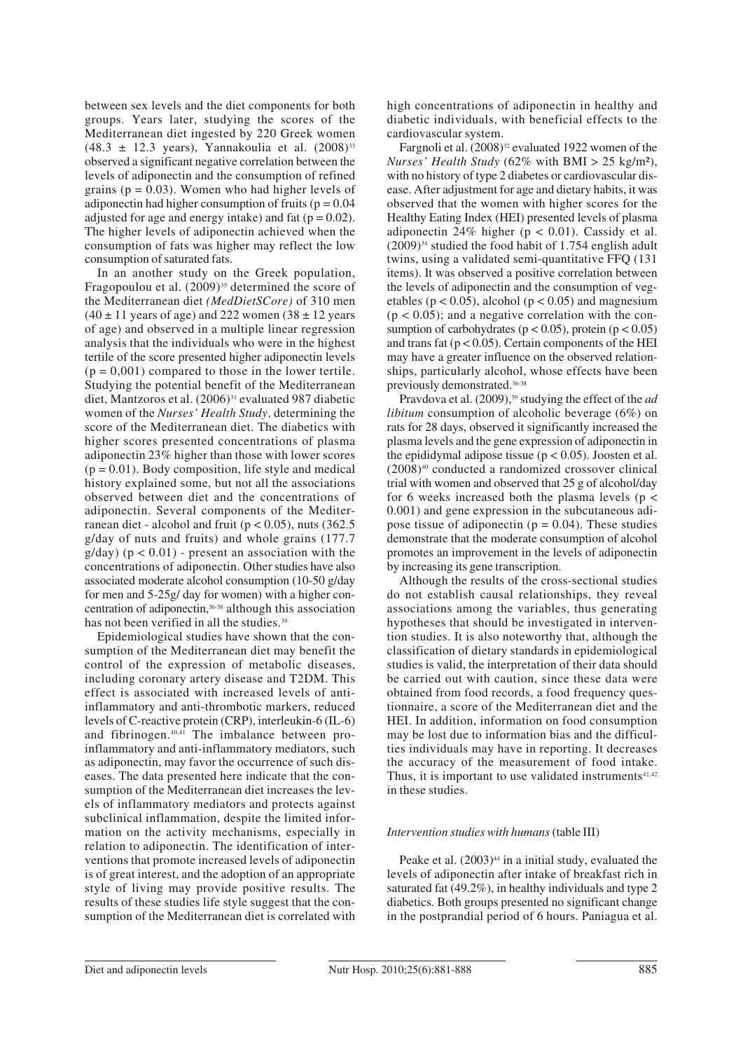between sex levels and the diet components for both groups. Years later, studying the scores of the Mediterranean diet ingested by 220 Greek women (48.3 ± 12.3 years), Yannakoulia et al. (2008)[33] observed a significant negative correlation between the levels of adiponectin and the consumption of refined grains ($p = 0.03$). Women who had higher levels of adiponectin had higher consumption of fruits ($p = 0.04$ adjusted for age and energy intake) and fat ($p = 0.02$). The higher levels of adiponectin achieved when the consumption of fats was higher may reflect the low consumption of saturated fats.

In an another study on the Greek population, Fragopoulou et al. (2009)[35] determined the score of the Mediterranean diet *(MedDietSCore)* of 310 men (40 ± 11 years of age) and 222 women (38 ± 12 years of age) and observed in a multiple linear regression analysis that the individuals who were in the highest tertile of the score presented higher adiponectin levels ($p = 0,001$) compared to those in the lower tertile. Studying the potential benefit of the Mediterranean diet, Mantzoros et al. (2006)[31] evaluated 987 diabetic women of the *Nurses' Health Study,* determining the score of the Mediterranean diet. The diabetics with higher scores presented concentrations of plasma adiponectin 23% higher than those with lower scores ($p = 0.01$). Body composition, life style and medical history explained some, but not all the associations observed between diet and the concentrations of adiponectin. Several components of the Mediterranean diet - alcohol and fruit ($p < 0.05$), nuts (362.5 g/day of nuts and fruits) and whole grains (177.7 g/day) ($p < 0.01$) - present an association with the concentrations of adiponectin. Other studies have also associated moderate alcohol consumption (10-50 g/day for men and 5-25g/ day for women) with a higher concentration of adiponectin,[36-38] although this association has not been verified in all the studies.[39]

Epidemiological studies have shown that the consumption of the Mediterranean diet may benefit the control of the expression of metabolic diseases, including coronary artery disease and T2DM. This effect is associated with increased levels of anti-inflammatory and anti-thrombotic markers, reduced levels of C-reactive protein (CRP), interleukin-6 (IL-6) and fibrinogen.[40,41] The imbalance between pro-inflammatory and anti-inflammatory mediators, such as adiponectin, may favor the occurrence of such diseases. The data presented here indicate that the consumption of the Mediterranean diet increases the levels of inflammatory mediators and protects against subclinical inflammation, despite the limited information on the activity mechanisms, especially in relation to adiponectin. The identification of interventions that promote increased levels of adiponectin is of great interest, and the adoption of an appropriate style of living may provide positive results. The results of these studies life style suggest that the consumption of the Mediterranean diet is correlated with high concentrations of adiponectin in healthy and diabetic individuals, with beneficial effects to the cardiovascular system.

Fargnoli et al. (2008)[32] evaluated 1922 women of the *Nurses' Health Study* (62% with BMI > 25 kg/m²), with no history of type 2 diabetes or cardiovascular disease. After adjustment for age and dietary habits, it was observed that the women with higher scores for the Healthy Eating Index (HEI) presented levels of plasma adiponectin 24% higher ($p < 0.01$). Cassidy et al. (2009)[34] studied the food habit of 1.754 english adult twins, using a validated semi-quantitative FFQ (131 items). It was observed a positive correlation between the levels of adiponectin and the consumption of vegetables ($p < 0.05$), alcohol ($p < 0.05$) and magnesium ($p < 0.05$); and a negative correlation with the consumption of carbohydrates ($p < 0.05$), protein ($p < 0.05$) and trans fat ($p < 0.05$). Certain components of the HEI may have a greater influence on the observed relationships, particularly alcohol, whose effects have been previously demonstrated.[36-38]

Pravdova et al. (2009),[39] studying the effect of the *ad libitum* consumption of alcoholic beverage (6%) on rats for 28 days, observed it significantly increased the plasma levels and the gene expression of adiponectin in the epididymal adipose tissue ($p < 0.05$). Joosten et al. (2008)[40] conducted a randomized crossover clinical trial with women and observed that 25 g of alcohol/day for 6 weeks increased both the plasma levels ($p < 0.001$) and gene expression in the subcutaneous adipose tissue of adiponectin ($p = 0.04$). These studies demonstrate that the moderate consumption of alcohol promotes an improvement in the levels of adiponectin by increasing its gene transcription.

Although the results of the cross-sectional studies do not establish causal relationships, they reveal associations among the variables, thus generating hypotheses that should be investigated in intervention studies. It is also noteworthy that, although the classification of dietary standards in epidemiological studies is valid, the interpretation of their data should be carried out with caution, since these data were obtained from food records, a food frequency questionnaire, a score of the Mediterranean diet and the HEI. In addition, information on food consumption may be lost due to information bias and the difficulties individuals may have in reporting. It decreases the accuracy of the measurement of food intake. Thus, it is important to use validated instruments[41,42] in these studies.

### *Intervention studies with humans* (table III)

Peake et al. (2003)[44] in a initial study, evaluated the levels of adiponectin after intake of breakfast rich in saturated fat (49.2%), in healthy individuals and type 2 diabetics. Both groups presented no significant change in the postprandial period of 6 hours. Paniagua et al.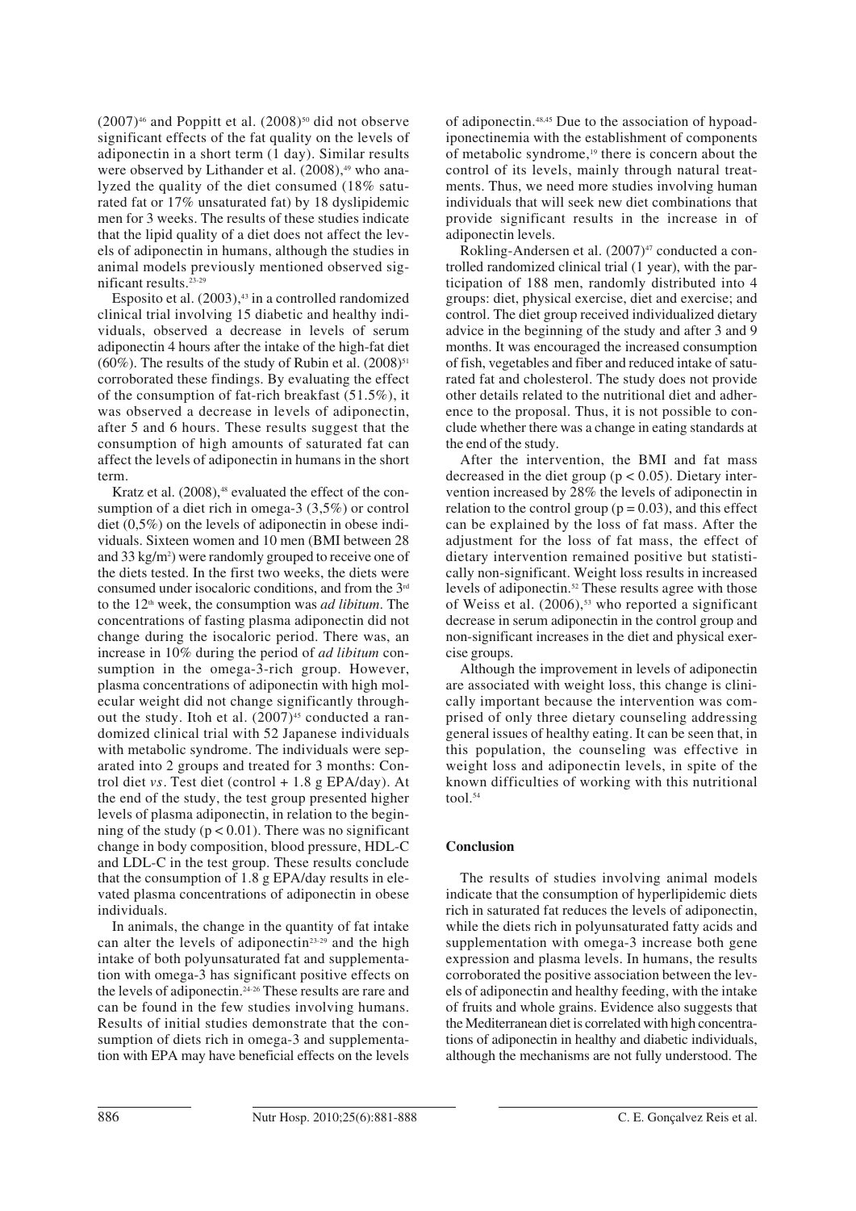(2007)[46] and Poppitt et al. (2008)[50] did not observe significant effects of the fat quality on the levels of adiponectin in a short term (1 day). Similar results were observed by Lithander et al. (2008),[49] who analyzed the quality of the diet consumed (18% saturated fat or 17% unsaturated fat) by 18 dyslipidemic men for 3 weeks. The results of these studies indicate that the lipid quality of a diet does not affect the levels of adiponectin in humans, although the studies in animal models previously mentioned observed significant results.[23-29]

Esposito et al. (2003),[43] in a controlled randomized clinical trial involving 15 diabetic and healthy individuals, observed a decrease in levels of serum adiponectin 4 hours after the intake of the high-fat diet (60%). The results of the study of Rubin et al. (2008)[51] corroborated these findings. By evaluating the effect of the consumption of fat-rich breakfast (51.5%), it was observed a decrease in levels of adiponectin, after 5 and 6 hours. These results suggest that the consumption of high amounts of saturated fat can affect the levels of adiponectin in humans in the short term.

Kratz et al. (2008),[48] evaluated the effect of the consumption of a diet rich in omega-3 (3,5%) or control diet (0,5%) on the levels of adiponectin in obese individuals. Sixteen women and 10 men (BMI between 28 and 33 kg/m$^2$) were randomly grouped to receive one of the diets tested. In the first two weeks, the diets were consumed under isocaloric conditions, and from the 3rd to the 12th week, the consumption was *ad libitum*. The concentrations of fasting plasma adiponectin did not change during the isocaloric period. There was, an increase in 10% during the period of *ad libitum* consumption in the omega-3-rich group. However, plasma concentrations of adiponectin with high molecular weight did not change significantly throughout the study. Itoh et al. (2007)[45] conducted a randomized clinical trial with 52 Japanese individuals with metabolic syndrome. The individuals were separated into 2 groups and treated for 3 months: Control diet *vs*. Test diet (control + 1.8 g EPA/day). At the end of the study, the test group presented higher levels of plasma adiponectin, in relation to the beginning of the study ($p < 0.01$). There was no significant change in body composition, blood pressure, HDL-C and LDL-C in the test group. These results conclude that the consumption of 1.8 g EPA/day results in elevated plasma concentrations of adiponectin in obese individuals.

In animals, the change in the quantity of fat intake can alter the levels of adiponectin[23-29] and the high intake of both polyunsaturated fat and supplementation with omega-3 has significant positive effects on the levels of adiponectin.[24-26] These results are rare and can be found in the few studies involving humans. Results of initial studies demonstrate that the consumption of diets rich in omega-3 and supplementation with EPA may have beneficial effects on the levels of adiponectin.[48,45] Due to the association of hypoadiponectinemia with the establishment of components of metabolic syndrome,[19] there is concern about the control of its levels, mainly through natural treatments. Thus, we need more studies involving human individuals that will seek new diet combinations that provide significant results in the increase in of adiponectin levels.

Rokling-Andersen et al. (2007)[47] conducted a controlled randomized clinical trial (1 year), with the participation of 188 men, randomly distributed into 4 groups: diet, physical exercise, diet and exercise; and control. The diet group received individualized dietary advice in the beginning of the study and after 3 and 9 months. It was encouraged the increased consumption of fish, vegetables and fiber and reduced intake of saturated fat and cholesterol. The study does not provide other details related to the nutritional diet and adherence to the proposal. Thus, it is not possible to conclude whether there was a change in eating standards at the end of the study.

After the intervention, the BMI and fat mass decreased in the diet group ($p < 0.05$). Dietary intervention increased by 28% the levels of adiponectin in relation to the control group ($p = 0.03$), and this effect can be explained by the loss of fat mass. After the adjustment for the loss of fat mass, the effect of dietary intervention remained positive but statistically non-significant. Weight loss results in increased levels of adiponectin.[52] These results agree with those of Weiss et al. (2006),[53] who reported a significant decrease in serum adiponectin in the control group and non-significant increases in the diet and physical exercise groups.

Although the improvement in levels of adiponectin are associated with weight loss, this change is clinically important because the intervention was comprised of only three dietary counseling addressing general issues of healthy eating. It can be seen that, in this population, the counseling was effective in weight loss and adiponectin levels, in spite of the known difficulties of working with this nutritional tool.[54]

## Conclusion

The results of studies involving animal models indicate that the consumption of hyperlipidemic diets rich in saturated fat reduces the levels of adiponectin, while the diets rich in polyunsaturated fatty acids and supplementation with omega-3 increase both gene expression and plasma levels. In humans, the results corroborated the positive association between the levels of adiponectin and healthy feeding, with the intake of fruits and whole grains. Evidence also suggests that the Mediterranean diet is correlated with high concentrations of adiponectin in healthy and diabetic individuals, although the mechanisms are not fully understood. The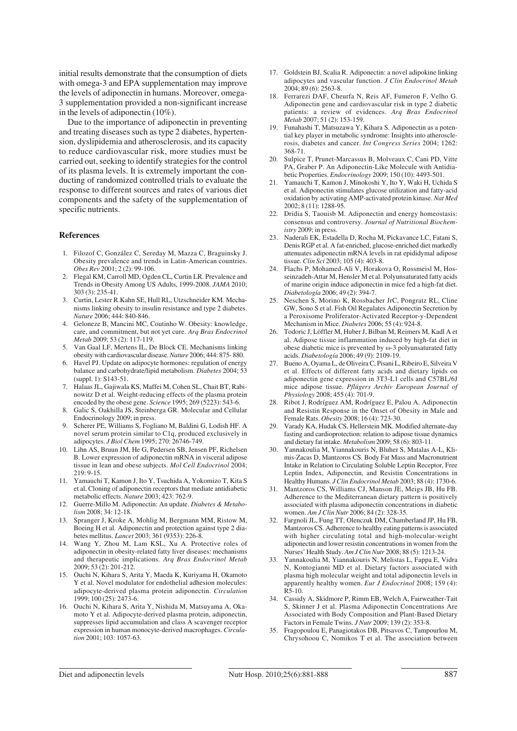initial results demonstrate that the consumption of diets with omega-3 and EPA supplementation may improve the levels of adiponectin in humans. Moreover, omega-3 supplementation provided a non-significant increase in the levels of adiponectin (10%).

Due to the importance of adiponectin in preventing and treating diseases such as type 2 diabetes, hypertension, dyslipidemia and atherosclerosis, and its capacity to reduce cardiovascular risk, more studies must be carried out, seeking to identify strategies for the control of its plasma levels. It is extremely important the conducting of randomized controlled trials to evaluate the response to different sources and rates of various diet components and the safety of the supplementation of specific nutrients.

## References

1. Filozof C, González C, Sereday M, Mazza C, Braguinsky J. Obesity prevalence and trends in Latin-American countries. *Obes Rev* 2001; 2 (2): 99-106.
2. Flegal KM, Carroll MD, Ogden CL, Curtin LR. Prevalence and Trends in Obesity Among US Adults, 1999-2008. *JAMA* 2010; 303 (3): 235-41.
3. Curtin, Lester R.Kahn SE, Hull RL, Utzschneider KM. Mechanisms linking obesity to insulin resistance and type 2 diabetes. *Nature* 2006; 444: 840-846.
4. Geloneze B, Mancini MC, Coutinho W. Obesity: knowledge, care, and commitment, but not yet cure. *Arq Bras Endocrinol Metab* 2009; 53 (2): 117-119.
5. Van Gaal LF, Mertens IL, De Block CE. Mechanisms linking obesity with cardiovascular disease. *Nature* 2006; 444: 875- 880.
6. Havel PJ. Update on adipocyte hormones: regulation of energy balance and carbohydrate/lipid metabolism. *Diabetes* 2004; 53 (suppl. 1): S143-51.
7. Halaas JL, Gajiwala KS, Maffei M, Cohen SL, Chait BT, Rabinowitz D et al. Weight-reducing effects of the plasma protein encoded by the obese gene. *Science* 1995; 269 (5223): 543-6.
8. Galic S, Oakhilla JS, Steinberga GR. Molecular and Cellular Endocrinology 2009; in press.
9. Scherer PE, Williams S, Fogliano M, Baldini G, Lodish HF. A novel serum protein similar to C1q, produced exclusively in adipocytes. *J Biol Chem* 1995; 270: 26746-749.
10. Lihn AS, Bruun JM, He G, Pedersen SB, Jensen PF, Richelsen B. Lower expression of adiponectin mRNA in visceral adipose tissue in lean and obese subjects. *Mol Cell Endocrinol* 2004; 219: 9-15.
11. Yamauchi T, Kamon J, Ito Y, Tsuchida A, Yokomizo T, Kita S et al. Cloning of adiponectin receptors that mediate antidiabetic metabolic effects. *Nature* 2003; 423: 762-9.
12. Guerre-Millo M. Adiponectin: An update. *Diabetes & Metabolism* 2008; 34: 12-18.
13. Spranger J, Kroke A, Mohlig M, Bergmann MM, Ristow M, Boeing H et al. Adiponectin and protection against type 2 diabetes mellitus. *Lancet* 2003; 361 (9353): 226-8.
14. Wang Y, Zhou M, Lam KSL, Xu A. Protective roles of adiponectin in obesity-related fatty liver diseases: mechanisms and therapeutic implications. *Arq Bras Endocrinol Metab* 2009; 53 (2): 201-212.
15. Ouchi N, Kihara S, Arita Y, Maeda K, Kuriyama H, Okamoto Y et al. Novel modulator for endothelial adhesion molecules: adipocyte-derived plasma protein adiponectin. *Circulation* 1999; 100 (25): 2473-6.
16. Ouchi N, Kihara S, Arita Y, Nishida M, Matsuyama A, Okamoto Y et al. Adipocyte-derived plasma protein, adiponectin, suppresses lipid accumulation and class A scavenger receptor expression in human monocyte-derived macrophages. *Circulation* 2001; 103: 1057-63.
17. Goldstein BJ, Scalia R. Adiponectin: a novel adipokine linking adipocytes and vascular function. *J Clin Endocrinol Metab* 2004; 89 (6): 2563-8.
18. Ferrarezi DAF, Cheurfa N, Reis AF, Fumeron F, Velho G. Adiponectin gene and cardiovascular risk in type 2 diabetic patients: a review of evidences. *Arq Bras Endocrinol Metab* 2007; 51 (2): 153-159.
19. Funahashi T, Matsuzawa Y, Kihara S. Adiponectin as a potential key player in metabolic syndrome: Insights into atherosclerosis, diabetes and cancer. *Int Congress Series* 2004; 1262: 368-71.
20. Sulpice T, Prunet-Marcassus B, Molveaux C, Cani PD, Vitte PA, Graber P. An Adiponectin-Like Molecule with Antidiabetic Properties. *Endocrinology* 2009; 150 (10): 4493-501.
21. Yamauchi T, Kamon J, Minokoshi Y, Ito Y, Waki H, Uchida S et al. Adiponectin stimulates glucose utilization and fatty-acid oxidation by activating AMP-activated protein kinase. *Nat Med* 2002; 8 (11): 1288-95.
22. Dridia S, Taouisb M. Adiponectin and energy homeostasis: consensus and controversy. *Journal of Nutritional Biochemistry* 2009; in press.
23. Naderali EK, Estadella D, Rocha M, Pickavance LC, Fatani S, Denis RGP et al. A fat-enriched, glucose-enriched diet markedly attenuates adiponectin mRNA levels in rat epididymal adipose tissue. *Clin Sci* 2003; 105 (4): 403-8.
24. Flachs P, Mohamed-Ali V, Horakova O, Rossmeisl M, Hosseinzadeh-Attar M, Hensler M et al. Polyunsaturated fatty acids of marine origin induce adiponectin in mice fed a high-fat diet. *Diabetología* 2006; 49 (2): 394-7.
25. Neschen S, Morino K, Rossbacher JrC, Pongratz RL, Cline GW, Sono S et al. Fish Oil Regulates Adiponectin Secretion by a Peroxisome Proliferator-Activated Receptor-γ-Dependent Mechanism in Mice. *Diabetes* 2006; 55 (4): 924-8.
26. Todoric J, Löffler M, Huber J, Bilban M, Reimers M, Kadl A et al. Adipose tissue inflammation induced by high-fat diet in obese diabetic mice is prevented by ω-3 polyunsaturated fatty acids. *Diabetología* 2006; 49 (9): 2109-19.
27. Bueno A, Oyama L, de Oliveira C, Pisani L, Ribeiro E, Silveira V et al. Effects of different fatty acids and dietary lipids on adiponectin gene expression in 3T3-L1 cells and C57BL/6J mice adipose tissue. *Pflügers Archiv European Journal of Physiology* 2008; 455 (4): 701-9.
28. Ribot J, Rodríguez AM, Rodríguez E, Palou A. Adiponectin and Resistin Response in the Onset of Obesity in Male and Female Rats. *Obesity* 2008; 16 (4): 723-30.
29. Varady KA, Hudak CS, Hellerstein MK. Modified alternate-day fasting and cardioprotection: relation to adipose tissue dynamics and dietary fat intake. *Metabolism* 2009; 58 (6): 803-11.
30. Yannakoulia M, Yiannakouris N, Bluher S, Matalas A-L, Klimis-Zacas D, Mantzoros CS. Body Fat Mass and Macronutrient Intake in Relation to Circulating Soluble Leptin Receptor, Free Leptin Index, Adiponectin, and Resistin Concentrations in Healthy Humans. *J Clin Endocrinol Metab* 2003; 88 (4): 1730-6.
31. Mantzoros CS, Williams CJ, Manson JE, Meigs JB, Hu FB. Adherence to the Mediterranean dietary pattern is positively associated with plasma adiponectin concentrations in diabetic women. *Am J Clin Nutr* 2006; 84 (2): 328-35.
32. Fargnoli JL, Fung TT, Olenczuk DM, Chamberland JP, Hu FB, Mantzoros CS. Adherence to healthy eating patterns is associated with higher circulating total and high-molecular-weight adiponectin and lower resistin concentrations in women from the Nurses' Health Study. *Am J Clin Nutr* 2008; 88 (5): 1213-24.
33. Yannakoulia M, Yiannakouris N, Melistas L, Fappa E, Vidra N, Kontogianni MD et al. Dietary factors associated with plasma high molecular weight and total adiponectin levels in apparently healthy women. *Eur J Endocrinol* 2008; 159 (4): R5-10.
34. Cassidy A, Skidmore P, Rimm EB, Welch A, Fairweather-Tait S, Skinner J et al. Plasma Adiponectin Concentrations Are Associated with Body Composition and Plant-Based Dietary Factors in Female Twins. *J Nutr* 2009; 139 (2): 353-8.
35. Fragopoulou E, Panagiotakos DB, Pitsavos C, Tampourlou M, Chrysohoou C, Nomikos T et al. The association between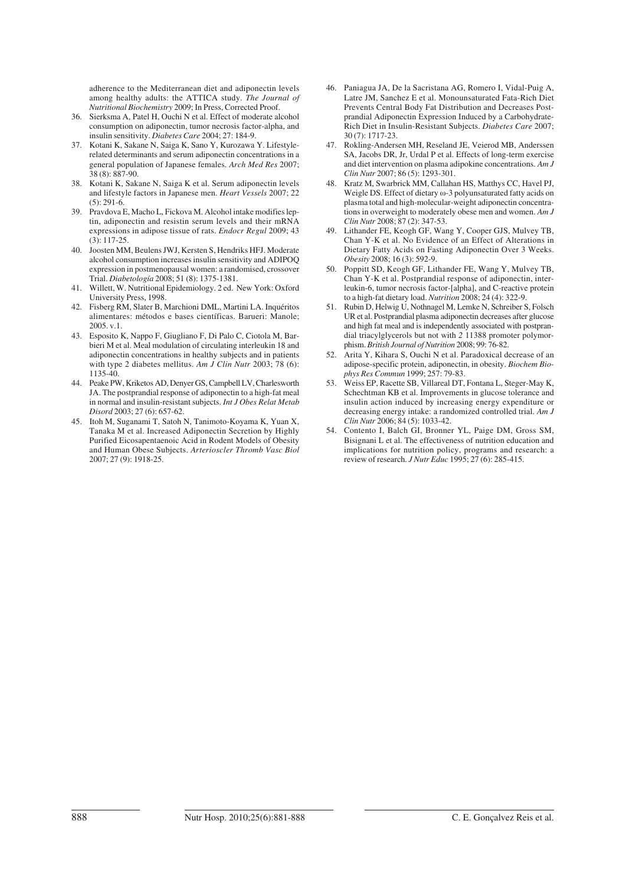adherence to the Mediterranean diet and adiponectin levels among healthy adults: the ATTICA study. *The Journal of Nutritional Biochemistry* 2009; In Press, Corrected Proof.

36. Sierksma A, Patel H, Ouchi N et al. Effect of moderate alcohol consumption on adiponectin, tumor necrosis factor-alpha, and insulin sensitivity. *Diabetes Care* 2004; 27: 184-9.
37. Kotani K, Sakane N, Saiga K, Sano Y, Kurozawa Y. Lifestyle-related determinants and serum adiponectin concentrations in a general population of Japanese females. *Arch Med Res* 2007; 38 (8): 887-90.
38. Kotani K, Sakane N, Saiga K et al. Serum adiponectin levels and lifestyle factors in Japanese men. *Heart Vessels* 2007; 22 (5): 291-6.
39. Pravdova E, Macho L, Fickova M. Alcohol intake modifies leptin, adiponectin and resistin serum levels and their mRNA expressions in adipose tissue of rats. *Endocr Regul* 2009; 43 (3): 117-25.
40. Joosten MM, Beulens JWJ, Kersten S, Hendriks HFJ. Moderate alcohol consumption increases insulin sensitivity and ADIPOQ expression in postmenopausal women: a randomised, crossover Trial. *Diabetología* 2008; 51 (8): 1375-1381.
41. Willett, W. Nutritional Epidemiology. 2 ed. New York: Oxford University Press, 1998.
42. Fisberg RM, Slater B, Marchioni DML, Martini LA. Inquéritos alimentares: métodos e bases científicas. Barueri: Manole; 2005. v.1.
43. Esposito K, Nappo F, Giugliano F, Di Palo C, Ciotola M, Barbieri M et al. Meal modulation of circulating interleukin 18 and adiponectin concentrations in healthy subjects and in patients with type 2 diabetes mellitus. *Am J Clin Nutr* 2003; 78 (6): 1135-40.
44. Peake PW, Kriketos AD, Denyer GS, Campbell LV, Charlesworth JA. The postprandial response of adiponectin to a high-fat meal in normal and insulin-resistant subjects. *Int J Obes Relat Metab Disord* 2003; 27 (6): 657-62.
45. Itoh M, Suganami T, Satoh N, Tanimoto-Koyama K, Yuan X, Tanaka M et al. Increased Adiponectin Secretion by Highly Purified Eicosapentaenoic Acid in Rodent Models of Obesity and Human Obese Subjects. *Arterioscler Thromb Vasc Biol* 2007; 27 (9): 1918-25.
46. Paniagua JA, De la Sacristana AG, Romero I, Vidal-Puig A, Latre JM, Sanchez E et al. Monounsaturated Fata-Rich Diet Prevents Central Body Fat Distribution and Decreases Postprandial Adiponectin Expression Induced by a Carbohydrate-Rich Diet in Insulin-Resistant Subjects. *Diabetes Care* 2007; 30 (7): 1717-23.
47. Rokling-Andersen MH, Reseland JE, Veierod MB, Anderssen SA, Jacobs DR, Jr, Urdal P et al. Effects of long-term exercise and diet intervention on plasma adipokine concentrations. *Am J Clin Nutr* 2007; 86 (5): 1293-301.
48. Kratz M, Swarbrick MM, Callahan HS, Matthys CC, Havel PJ, Weigle DS. Effect of dietary ω-3 polyunsaturated fatty acids on plasma total and high-molecular-weight adiponectin concentrations in overweight to moderately obese men and women. *Am J Clin Nutr* 2008; 87 (2): 347-53.
49. Lithander FE, Keogh GF, Wang Y, Cooper GJS, Mulvey TB, Chan Y-K et al. No Evidence of an Effect of Alterations in Dietary Fatty Acids on Fasting Adiponectin Over 3 Weeks. *Obesity* 2008; 16 (3): 592-9.
50. Poppitt SD, Keogh GF, Lithander FE, Wang Y, Mulvey TB, Chan Y-K et al. Postprandial response of adiponectin, interleukin-6, tumor necrosis factor-[alpha], and C-reactive protein to a high-fat dietary load. *Nutrition* 2008; 24 (4): 322-9.
51. Rubin D, Helwig U, Nothnagel M, Lemke N, Schreiber S, Folsch UR et al. Postprandial plasma adiponectin decreases after glucose and high fat meal and is independently associated with postprandial triacylglycerols but not with *2* 11388 promoter polymorphism. *British Journal of Nutrition* 2008; 99: 76-82.
52. Arita Y, Kihara S, Ouchi N et al. Paradoxical decrease of an adipose-specific protein, adiponectin, in obesity. *Biochem Biophys Res Commun* 1999; 257: 79-83.
53. Weiss EP, Racette SB, Villareal DT, Fontana L, Steger-May K, Schechtman KB et al. Improvements in glucose tolerance and insulin action induced by increasing energy expenditure or decreasing energy intake: a randomized controlled trial. *Am J Clin Nutr* 2006; 84 (5): 1033-42.
54. Contento I, Balch GI, Bronner YL, Paige DM, Gross SM, Bisignani L et al. The effectiveness of nutrition education and implications for nutrition policy, programs and research: a review of research. *J Nutr Educ* 1995; 27 (6): 285-415.